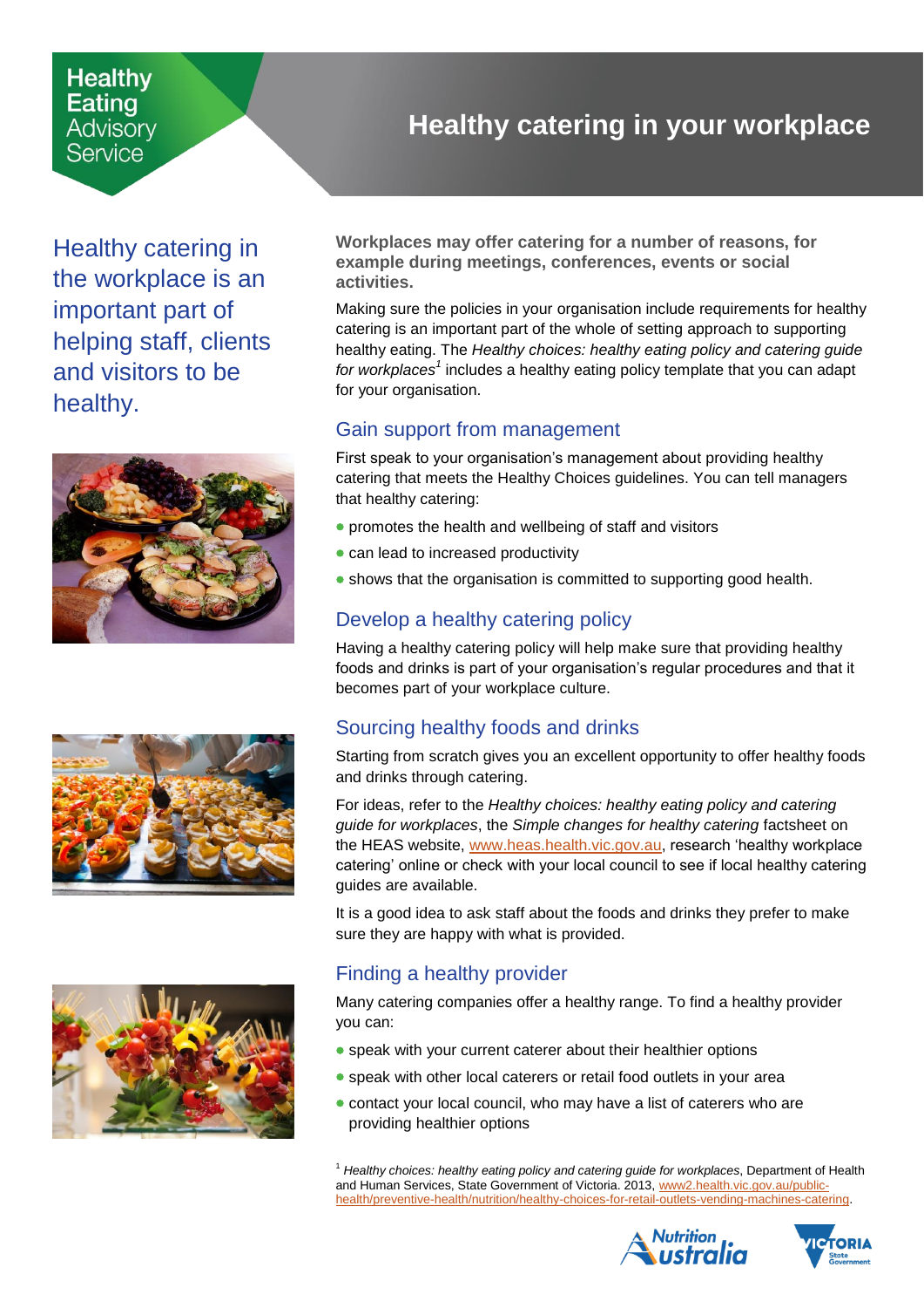Healthy Eating Advisory Service

# Healthy catering in your workplace

Healthy catering in the workplace is an important part of helping staff, clients and visitors to be healthy.

**Workplaces may offer catering for a number of reasons, for example during meetings, conferences, events or social activities.**

Making sure the policies in your organisation include requirements for healthy catering is an important part of the whole of setting approach to supporting healthy eating. The *Healthy choices: healthy eating policy and catering guide for workplaces*[1] includes a healthy eating policy template that you can adapt for your organisation.

## Gain support from management

First speak to your organisation's management about providing healthy catering that meets the Healthy Choices guidelines. You can tell managers that healthy catering:

- promotes the health and wellbeing of staff and visitors
- can lead to increased productivity
- shows that the organisation is committed to supporting good health.

## Develop a healthy catering policy

Having a healthy catering policy will help make sure that providing healthy foods and drinks is part of your organisation's regular procedures and that it becomes part of your workplace culture.

## Sourcing healthy foods and drinks

Starting from scratch gives you an excellent opportunity to offer healthy foods and drinks through catering.

For ideas, refer to the *Healthy choices: healthy eating policy and catering guide for workplaces*, the *Simple changes for healthy catering* factsheet on the HEAS website, www.heas.health.vic.gov.au, research 'healthy workplace catering' online or check with your local council to see if local healthy catering guides are available.

It is a good idea to ask staff about the foods and drinks they prefer to make sure they are happy with what is provided.

## Finding a healthy provider

Many catering companies offer a healthy range. To find a healthy provider you can:

- speak with your current caterer about their healthier options
- speak with other local caterers or retail food outlets in your area
- contact your local council, who may have a list of caterers who are providing healthier options

[1] *Healthy choices: healthy eating policy and catering guide for workplaces*, Department of Health and Human Services, State Government of Victoria. 2013, www2.health.vic.gov.au/public-health/preventive-health/nutrition/healthy-choices-for-retail-outlets-vending-machines-catering.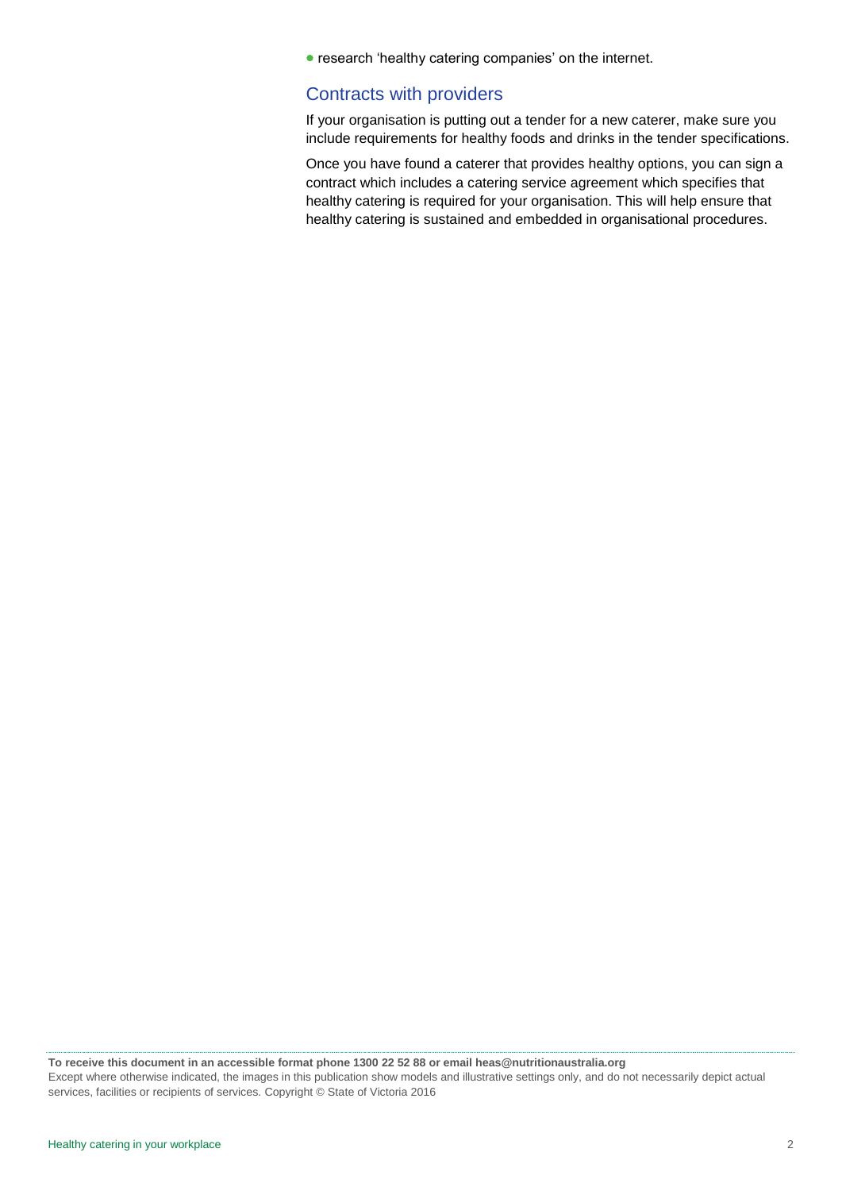- research 'healthy catering companies' on the internet.

## Contracts with providers

If your organisation is putting out a tender for a new caterer, make sure you include requirements for healthy foods and drinks in the tender specifications.

Once you have found a caterer that provides healthy options, you can sign a contract which includes a catering service agreement which specifies that healthy catering is required for your organisation. This will help ensure that healthy catering is sustained and embedded in organisational procedures.

**To receive this document in an accessible format phone 1300 22 52 88 or email heas@nutritionaustralia.org**

Except where otherwise indicated, the images in this publication show models and illustrative settings only, and do not necessarily depict actual services, facilities or recipients of services. Copyright © State of Victoria 2016